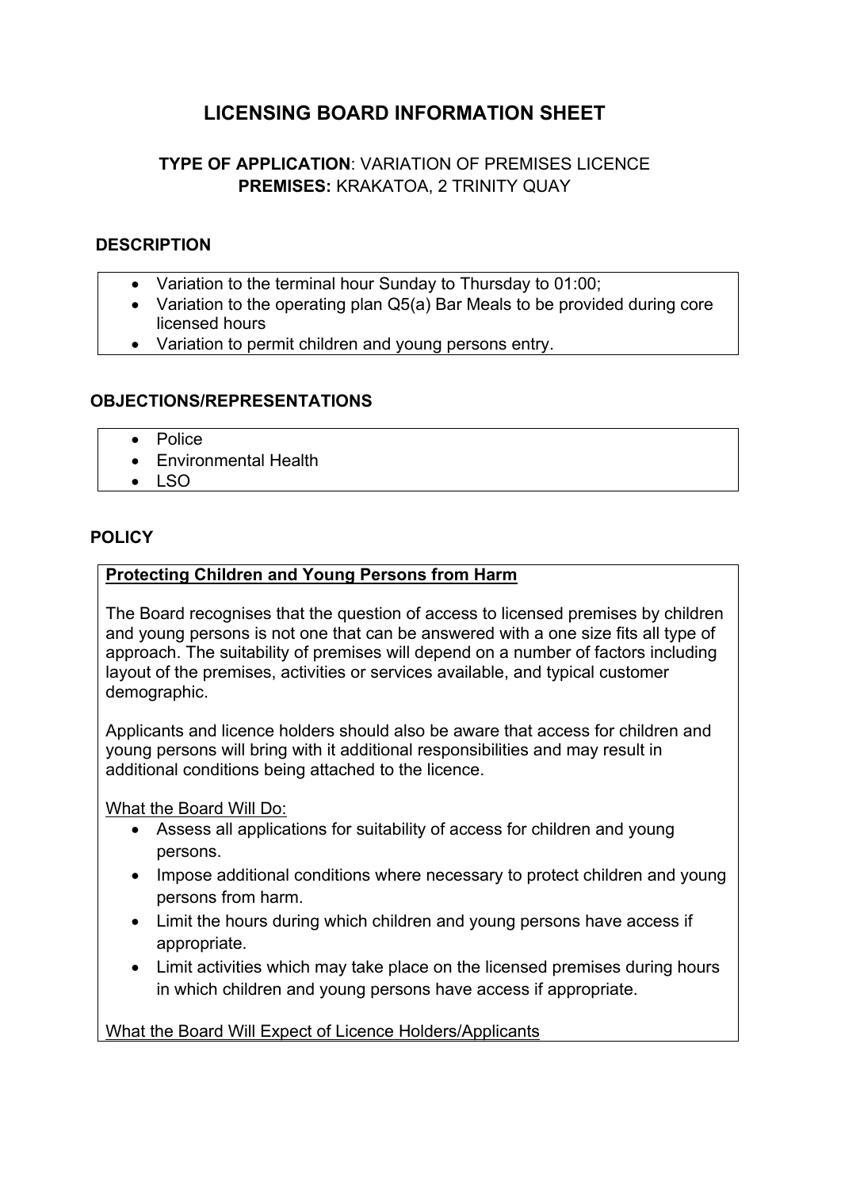# LICENSING BOARD INFORMATION SHEET

**TYPE OF APPLICATION**: VARIATION OF PREMISES LICENCE
**PREMISES:** KRAKATOA, 2 TRINITY QUAY

## DESCRIPTION

- Variation to the terminal hour Sunday to Thursday to 01:00;
- Variation to the operating plan Q5(a) Bar Meals to be provided during core licensed hours
- Variation to permit children and young persons entry.

## OBJECTIONS/REPRESENTATIONS

- Police
- Environmental Health
- LSO

## POLICY

**Protecting Children and Young Persons from Harm**

The Board recognises that the question of access to licensed premises by children and young persons is not one that can be answered with a one size fits all type of approach. The suitability of premises will depend on a number of factors including layout of the premises, activities or services available, and typical customer demographic.

Applicants and licence holders should also be aware that access for children and young persons will bring with it additional responsibilities and may result in additional conditions being attached to the licence.

What the Board Will Do:

- Assess all applications for suitability of access for children and young persons.
- Impose additional conditions where necessary to protect children and young persons from harm.
- Limit the hours during which children and young persons have access if appropriate.
- Limit activities which may take place on the licensed premises during hours in which children and young persons have access if appropriate.

What the Board Will Expect of Licence Holders/Applicants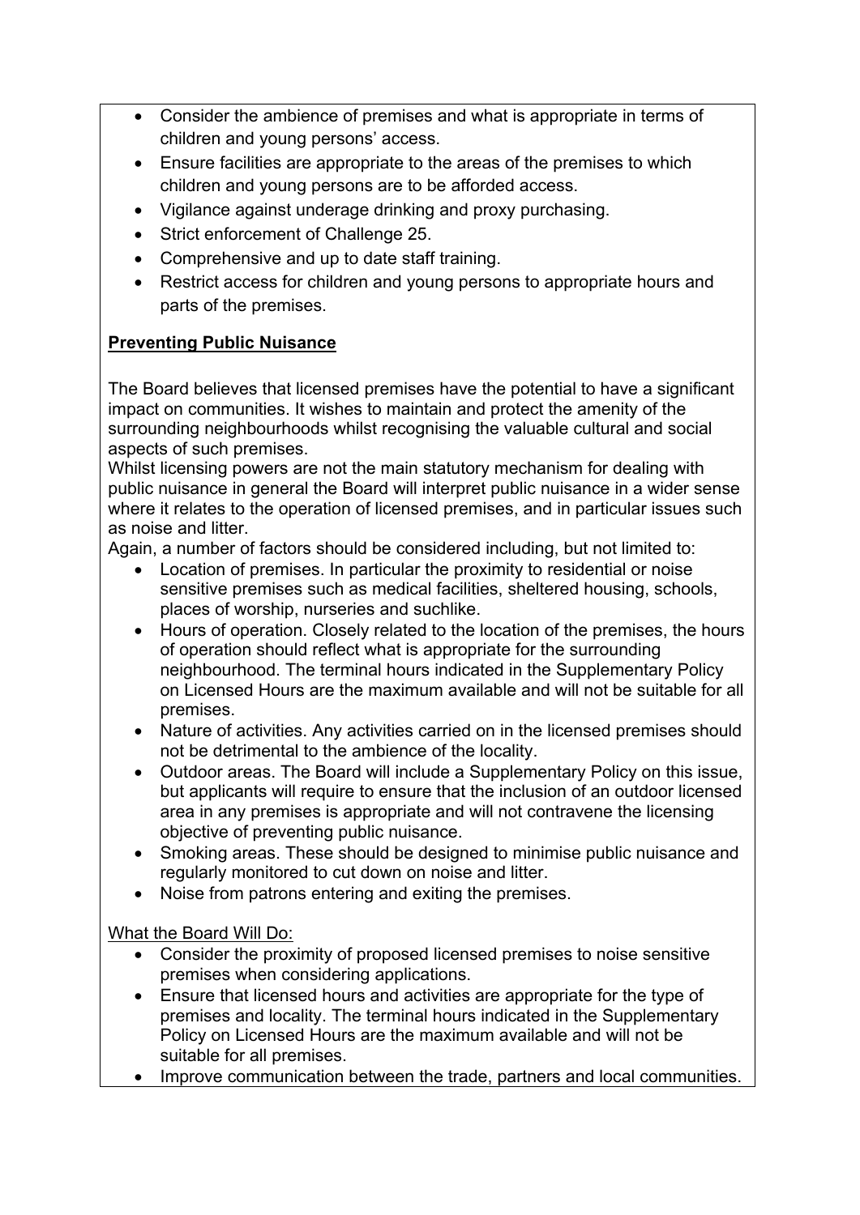- Consider the ambience of premises and what is appropriate in terms of children and young persons' access.
- Ensure facilities are appropriate to the areas of the premises to which children and young persons are to be afforded access.
- Vigilance against underage drinking and proxy purchasing.
- Strict enforcement of Challenge 25.
- Comprehensive and up to date staff training.
- Restrict access for children and young persons to appropriate hours and parts of the premises.

**Preventing Public Nuisance**

The Board believes that licensed premises have the potential to have a significant impact on communities. It wishes to maintain and protect the amenity of the surrounding neighbourhoods whilst recognising the valuable cultural and social aspects of such premises.

Whilst licensing powers are not the main statutory mechanism for dealing with public nuisance in general the Board will interpret public nuisance in a wider sense where it relates to the operation of licensed premises, and in particular issues such as noise and litter.

Again, a number of factors should be considered including, but not limited to:

- Location of premises. In particular the proximity to residential or noise sensitive premises such as medical facilities, sheltered housing, schools, places of worship, nurseries and suchlike.
- Hours of operation. Closely related to the location of the premises, the hours of operation should reflect what is appropriate for the surrounding neighbourhood. The terminal hours indicated in the Supplementary Policy on Licensed Hours are the maximum available and will not be suitable for all premises.
- Nature of activities. Any activities carried on in the licensed premises should not be detrimental to the ambience of the locality.
- Outdoor areas. The Board will include a Supplementary Policy on this issue, but applicants will require to ensure that the inclusion of an outdoor licensed area in any premises is appropriate and will not contravene the licensing objective of preventing public nuisance.
- Smoking areas. These should be designed to minimise public nuisance and regularly monitored to cut down on noise and litter.
- Noise from patrons entering and exiting the premises.

What the Board Will Do:

- Consider the proximity of proposed licensed premises to noise sensitive premises when considering applications.
- Ensure that licensed hours and activities are appropriate for the type of premises and locality. The terminal hours indicated in the Supplementary Policy on Licensed Hours are the maximum available and will not be suitable for all premises.
- Improve communication between the trade, partners and local communities.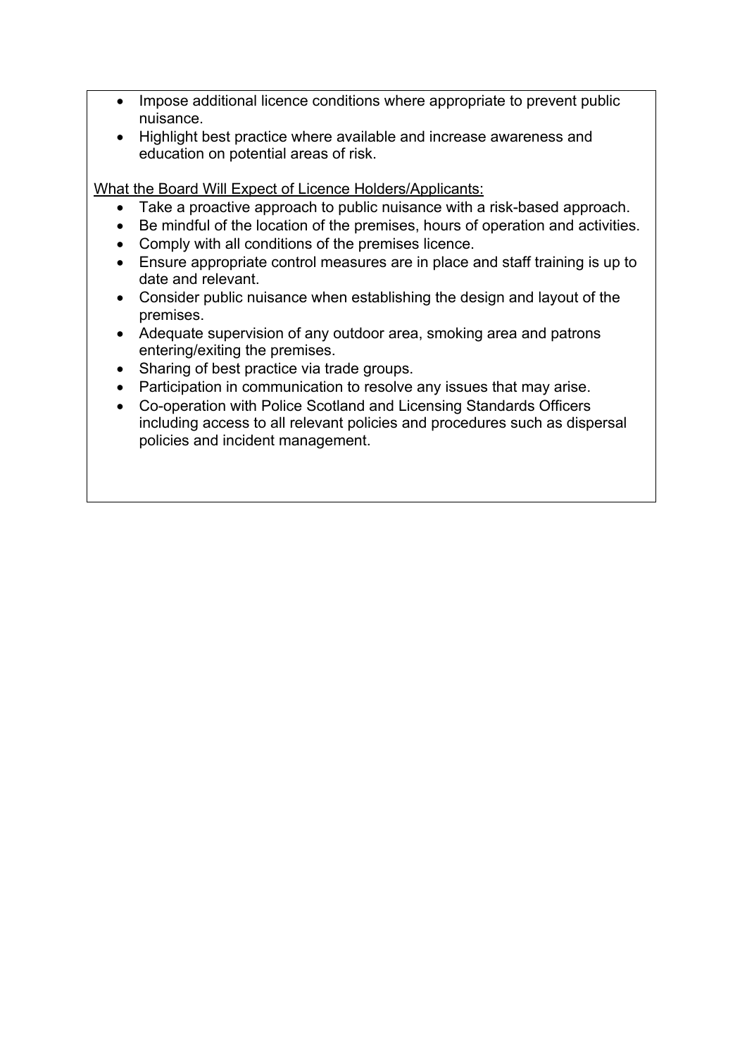- Impose additional licence conditions where appropriate to prevent public nuisance.
- Highlight best practice where available and increase awareness and education on potential areas of risk.

<u>What the Board Will Expect of Licence Holders/Applicants:</u>

- Take a proactive approach to public nuisance with a risk-based approach.
- Be mindful of the location of the premises, hours of operation and activities.
- Comply with all conditions of the premises licence.
- Ensure appropriate control measures are in place and staff training is up to date and relevant.
- Consider public nuisance when establishing the design and layout of the premises.
- Adequate supervision of any outdoor area, smoking area and patrons entering/exiting the premises.
- Sharing of best practice via trade groups.
- Participation in communication to resolve any issues that may arise.
- Co-operation with Police Scotland and Licensing Standards Officers including access to all relevant policies and procedures such as dispersal policies and incident management.